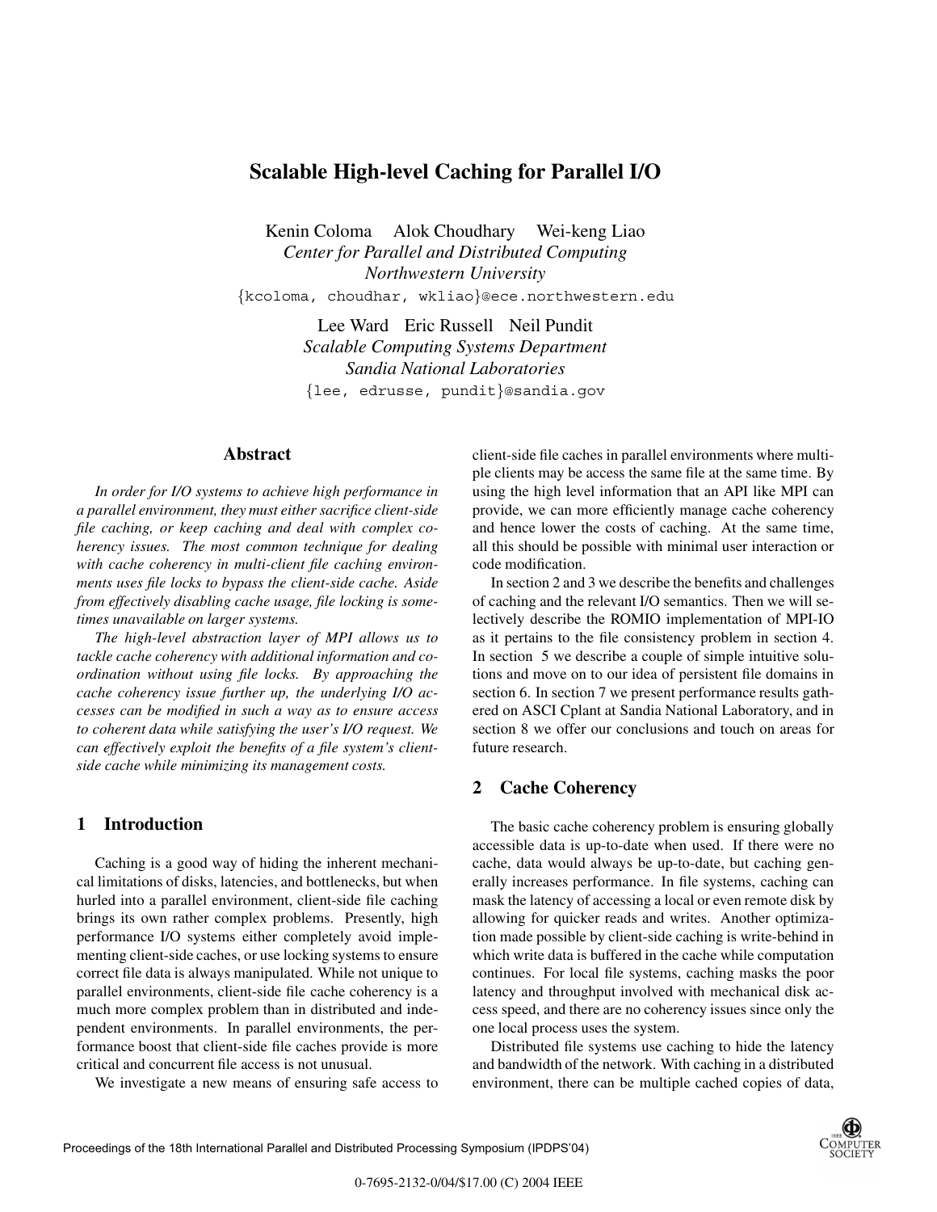# Scalable High-level Caching for Parallel I/O

Kenin Coloma   Alok Choudhary   Wei-keng Liao
*Center for Parallel and Distributed Computing*
*Northwestern University*
{kcoloma, choudhar, wkliao}@ece.northwestern.edu

Lee Ward   Eric Russell   Neil Pundit
*Scalable Computing Systems Department*
*Sandia National Laboratories*
{lee, edrusse, pundit}@sandia.gov

## Abstract

*In order for I/O systems to achieve high performance in a parallel environment, they must either sacrifice client-side file caching, or keep caching and deal with complex coherency issues. The most common technique for dealing with cache coherency in multi-client file caching environments uses file locks to bypass the client-side cache. Aside from effectively disabling cache usage, file locking is sometimes unavailable on larger systems.*

*The high-level abstraction layer of MPI allows us to tackle cache coherency with additional information and coordination without using file locks. By approaching the cache coherency issue further up, the underlying I/O accesses can be modified in such a way as to ensure access to coherent data while satisfying the user's I/O request. We can effectively exploit the benefits of a file system's client-side cache while minimizing its management costs.*

## 1 Introduction

Caching is a good way of hiding the inherent mechanical limitations of disks, latencies, and bottlenecks, but when hurled into a parallel environment, client-side file caching brings its own rather complex problems. Presently, high performance I/O systems either completely avoid implementing client-side caches, or use locking systems to ensure correct file data is always manipulated. While not unique to parallel environments, client-side file cache coherency is a much more complex problem than in distributed and independent environments. In parallel environments, the performance boost that client-side file caches provide is more critical and concurrent file access is not unusual.

We investigate a new means of ensuring safe access to client-side file caches in parallel environments where multiple clients may be access the same file at the same time. By using the high level information that an API like MPI can provide, we can more efficiently manage cache coherency and hence lower the costs of caching. At the same time, all this should be possible with minimal user interaction or code modification.

In section 2 and 3 we describe the benefits and challenges of caching and the relevant I/O semantics. Then we will selectively describe the ROMIO implementation of MPI-IO as it pertains to the file consistency problem in section 4. In section 5 we describe a couple of simple intuitive solutions and move on to our idea of persistent file domains in section 6. In section 7 we present performance results gathered on ASCI Cplant at Sandia National Laboratory, and in section 8 we offer our conclusions and touch on areas for future research.

## 2 Cache Coherency

The basic cache coherency problem is ensuring globally accessible data is up-to-date when used. If there were no cache, data would always be up-to-date, but caching generally increases performance. In file systems, caching can mask the latency of accessing a local or even remote disk by allowing for quicker reads and writes. Another optimization made possible by client-side caching is write-behind in which write data is buffered in the cache while computation continues. For local file systems, caching masks the poor latency and throughput involved with mechanical disk access speed, and there are no coherency issues since only the one local process uses the system.

Distributed file systems use caching to hide the latency and bandwidth of the network. With caching in a distributed environment, there can be multiple cached copies of data,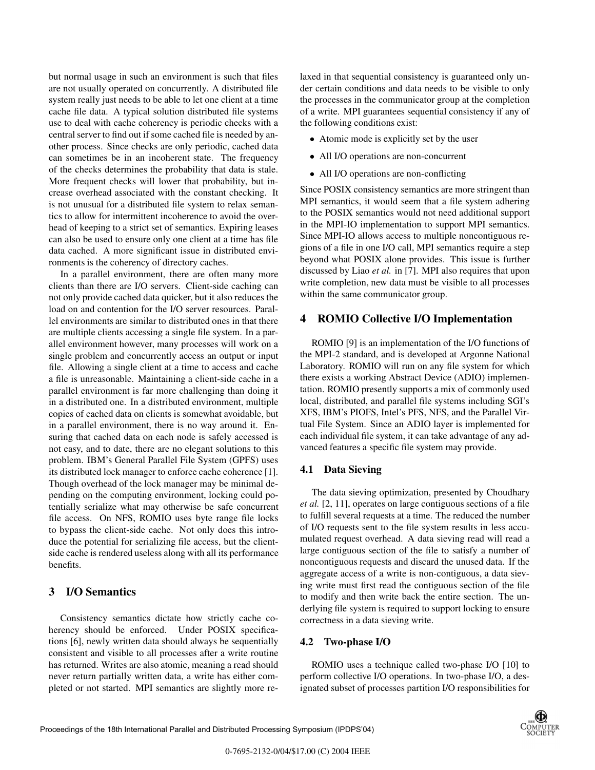but normal usage in such an environment is such that files are not usually operated on concurrently. A distributed file system really just needs to be able to let one client at a time cache file data. A typical solution distributed file systems use to deal with cache coherency is periodic checks with a central server to find out if some cached file is needed by another process. Since checks are only periodic, cached data can sometimes be in an incoherent state. The frequency of the checks determines the probability that data is stale. More frequent checks will lower that probability, but increase overhead associated with the constant checking. It is not unusual for a distributed file system to relax semantics to allow for intermittent incoherence to avoid the overhead of keeping to a strict set of semantics. Expiring leases can also be used to ensure only one client at a time has file data cached. A more significant issue in distributed environments is the coherency of directory caches.

In a parallel environment, there are often many more clients than there are I/O servers. Client-side caching can not only provide cached data quicker, but it also reduces the load on and contention for the I/O server resources. Parallel environments are similar to distributed ones in that there are multiple clients accessing a single file system. In a parallel environment however, many processes will work on a single problem and concurrently access an output or input file. Allowing a single client at a time to access and cache a file is unreasonable. Maintaining a client-side cache in a parallel environment is far more challenging than doing it in a distributed one. In a distributed environment, multiple copies of cached data on clients is somewhat avoidable, but in a parallel environment, there is no way around it. Ensuring that cached data on each node is safely accessed is not easy, and to date, there are no elegant solutions to this problem. IBM's General Parallel File System (GPFS) uses its distributed lock manager to enforce cache coherence [1]. Though overhead of the lock manager may be minimal depending on the computing environment, locking could potentially serialize what may otherwise be safe concurrent file access. On NFS, ROMIO uses byte range file locks to bypass the client-side cache. Not only does this introduce the potential for serializing file access, but the client-side cache is rendered useless along with all its performance benefits.

## 3 I/O Semantics

Consistency semantics dictate how strictly cache coherency should be enforced. Under POSIX specifications [6], newly written data should always be sequentially consistent and visible to all processes after a write routine has returned. Writes are also atomic, meaning a read should never return partially written data, a write has either completed or not started. MPI semantics are slightly more relaxed in that sequential consistency is guaranteed only under certain conditions and data needs to be visible to only the processes in the communicator group at the completion of a write. MPI guarantees sequential consistency if any of the following conditions exist:

- Atomic mode is explicitly set by the user
- All I/O operations are non-concurrent
- All I/O operations are non-conflicting

Since POSIX consistency semantics are more stringent than MPI semantics, it would seem that a file system adhering to the POSIX semantics would not need additional support in the MPI-IO implementation to support MPI semantics. Since MPI-IO allows access to multiple noncontiguous regions of a file in one I/O call, MPI semantics require a step beyond what POSIX alone provides. This issue is further discussed by Liao *et al.* in [7]. MPI also requires that upon write completion, new data must be visible to all processes within the same communicator group.

## 4 ROMIO Collective I/O Implementation

ROMIO [9] is an implementation of the I/O functions of the MPI-2 standard, and is developed at Argonne National Laboratory. ROMIO will run on any file system for which there exists a working Abstract Device (ADIO) implementation. ROMIO presently supports a mix of commonly used local, distributed, and parallel file systems including SGI's XFS, IBM's PIOFS, Intel's PFS, NFS, and the Parallel Virtual File System. Since an ADIO layer is implemented for each individual file system, it can take advantage of any advanced features a specific file system may provide.

### 4.1 Data Sieving

The data sieving optimization, presented by Choudhary *et al.* [2, 11], operates on large contiguous sections of a file to fulfill several requests at a time. The reduced the number of I/O requests sent to the file system results in less accumulated request overhead. A data sieving read will read a large contiguous section of the file to satisfy a number of noncontiguous requests and discard the unused data. If the aggregate access of a write is non-contiguous, a data sieving write must first read the contiguous section of the file to modify and then write back the entire section. The underlying file system is required to support locking to ensure correctness in a data sieving write.

### 4.2 Two-phase I/O

ROMIO uses a technique called two-phase I/O [10] to perform collective I/O operations. In two-phase I/O, a designated subset of processes partition I/O responsibilities for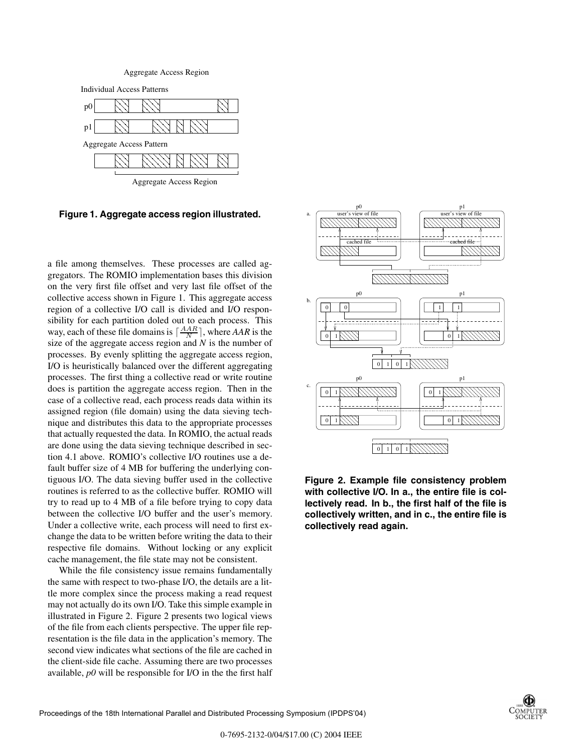**Figure 1. Aggregate access region illustrated.**

a file among themselves. These processes are called aggregators. The ROMIO implementation bases this division on the very first file offset and very last file offset of the collective access shown in Figure 1. This aggregate access region of a collective I/O call is divided and I/O responsibility for each partition doled out to each process. This way, each of these file domains is $\lceil \frac{AAR}{N} \rceil$, where *AAR* is the size of the aggregate access region and *N* is the number of processes. By evenly splitting the aggregate access region, I/O is heuristically balanced over the different aggregating processes. The first thing a collective read or write routine does is partition the aggregate access region. Then in the case of a collective read, each process reads data within its assigned region (file domain) using the data sieving technique and distributes this data to the appropriate processes that actually requested the data. In ROMIO, the actual reads are done using the data sieving technique described in section 4.1 above. ROMIO's collective I/O routines use a default buffer size of 4 MB for buffering the underlying contiguous I/O. The data sieving buffer used in the collective routines is referred to as the collective buffer. ROMIO will try to read up to 4 MB of a file before trying to copy data between the collective I/O buffer and the user's memory. Under a collective write, each process will need to first exchange the data to be written before writing the data to their respective file domains. Without locking or any explicit cache management, the file state may not be consistent.

While the file consistency issue remains fundamentally the same with respect to two-phase I/O, the details are a little more complex since the process making a read request may not actually do its own I/O. Take this simple example in illustrated in Figure 2. Figure 2 presents two logical views of the file from each clients perspective. The upper file representation is the file data in the application's memory. The second view indicates what sections of the file are cached in the client-side file cache. Assuming there are two processes available, *p0* will be responsible for I/O in the the first half

**Figure 2. Example file consistency problem with collective I/O. In a., the entire file is collectively read. In b., the first half of the file is collectively written, and in c., the entire file is collectively read again.**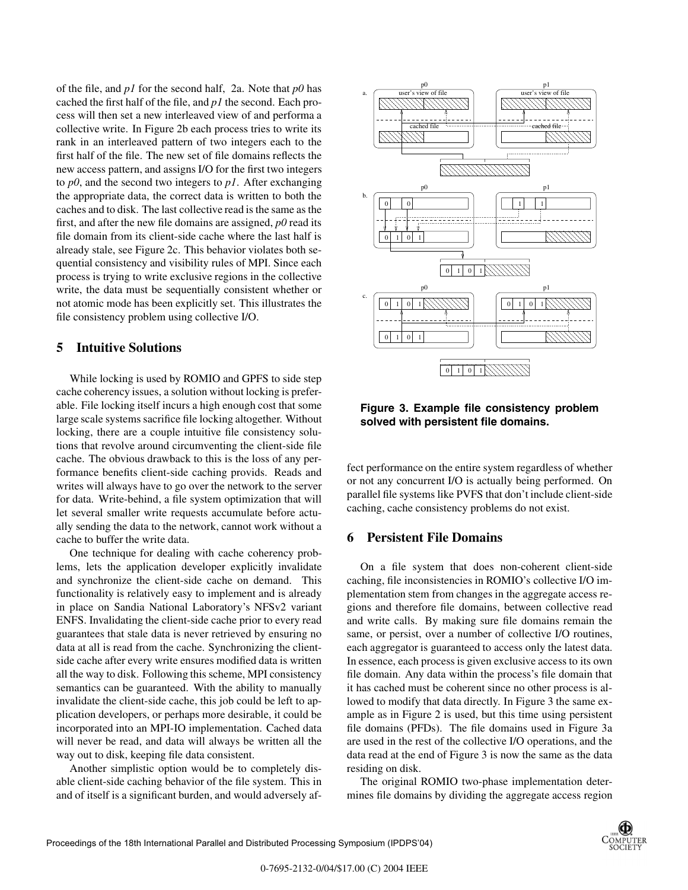of the file, and *p1* for the second half, 2a. Note that *p0* has cached the first half of the file, and *p1* the second. Each process will then set a new interleaved view of and performa a collective write. In Figure 2b each process tries to write its rank in an interleaved pattern of two integers each to the first half of the file. The new set of file domains reflects the new access pattern, and assigns I/O for the first two integers to *p0*, and the second two integers to *p1*. After exchanging the appropriate data, the correct data is written to both the caches and to disk. The last collective read is the same as the first, and after the new file domains are assigned, *p0* read its file domain from its client-side cache where the last half is already stale, see Figure 2c. This behavior violates both sequential consistency and visibility rules of MPI. Since each process is trying to write exclusive regions in the collective write, the data must be sequentially consistent whether or not atomic mode has been explicitly set. This illustrates the file consistency problem using collective I/O.

## 5 Intuitive Solutions

While locking is used by ROMIO and GPFS to side step cache coherency issues, a solution without locking is preferable. File locking itself incurs a high enough cost that some large scale systems sacrifice file locking altogether. Without locking, there are a couple intuitive file consistency solutions that revolve around circumventing the client-side file cache. The obvious drawback to this is the loss of any performance benefits client-side caching provids. Reads and writes will always have to go over the network to the server for data. Write-behind, a file system optimization that will let several smaller write requests accumulate before actually sending the data to the network, cannot work without a cache to buffer the write data.

One technique for dealing with cache coherency problems, lets the application developer explicitly invalidate and synchronize the client-side cache on demand. This functionality is relatively easy to implement and is already in place on Sandia National Laboratory's NFSv2 variant ENFS. Invalidating the client-side cache prior to every read guarantees that stale data is never retrieved by ensuring no data at all is read from the cache. Synchronizing the client-side cache after every write ensures modified data is written all the way to disk. Following this scheme, MPI consistency semantics can be guaranteed. With the ability to manually invalidate the client-side cache, this job could be left to application developers, or perhaps more desirable, it could be incorporated into an MPI-IO implementation. Cached data will never be read, and data will always be written all the way out to disk, keeping file data consistent.

Another simplistic option would be to completely disable client-side caching behavior of the file system. This in and of itself is a significant burden, and would adversely affect performance on the entire system regardless of whether or not any concurrent I/O is actually being performed. On parallel file systems like PVFS that don't include client-side caching, cache consistency problems do not exist.

a.
p0
p1
user's view of file
user's view of file
cached file
cached file

b.
p0
p1
0 0
1 1
0 1 0 1
0 1 0 1

c.
p0
p1
0 1 0 1
0 1 0 1
0 1 0 1
0 1 0 1

**Figure 3. Example file consistency problem solved with persistent file domains.**

## 6 Persistent File Domains

On a file system that does non-coherent client-side caching, file inconsistencies in ROMIO's collective I/O implementation stem from changes in the aggregate access regions and therefore file domains, between collective read and write calls. By making sure file domains remain the same, or persist, over a number of collective I/O routines, each aggregator is guaranteed to access only the latest data. In essence, each process is given exclusive access to its own file domain. Any data within the process's file domain that it has cached must be coherent since no other process is allowed to modify that data directly. In Figure 3 the same example as in Figure 2 is used, but this time using persistent file domains (PFDs). The file domains used in Figure 3a are used in the rest of the collective I/O operations, and the data read at the end of Figure 3 is now the same as the data residing on disk.

The original ROMIO two-phase implementation determines file domains by dividing the aggregate access region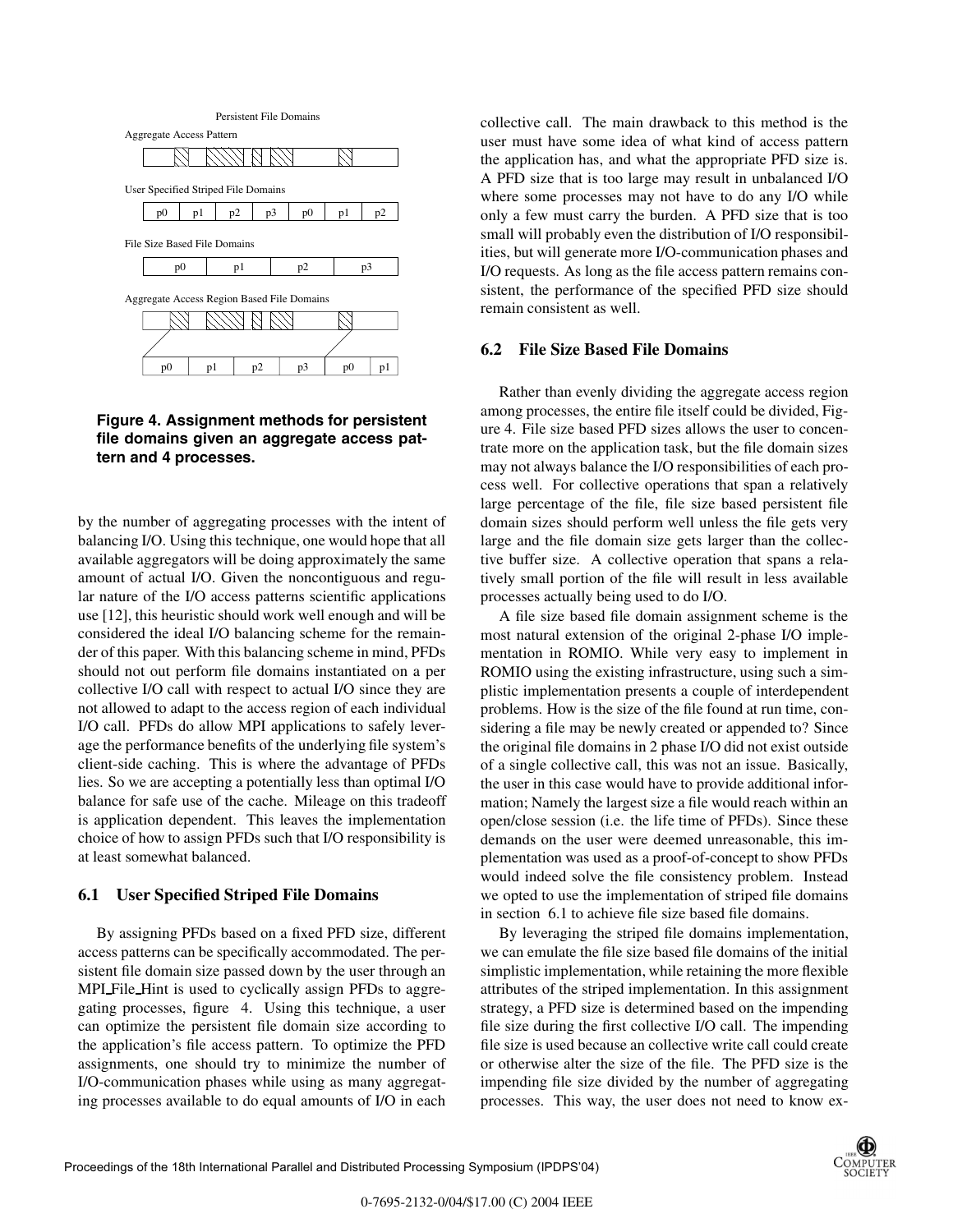Persistent File Domains

Aggregate Access Pattern

User Specified Striped File Domains

p0 p1 p2 p3 p0 p1 p2

File Size Based File Domains

p0 p1 p2 p3

Aggregate Access Region Based File Domains

p0 p1 p2 p3 p0 p1

**Figure 4. Assignment methods for persistent file domains given an aggregate access pattern and 4 processes.**

by the number of aggregating processes with the intent of balancing I/O. Using this technique, one would hope that all available aggregators will be doing approximately the same amount of actual I/O. Given the noncontiguous and regular nature of the I/O access patterns scientific applications use [12], this heuristic should work well enough and will be considered the ideal I/O balancing scheme for the remainder of this paper. With this balancing scheme in mind, PFDs should not out perform file domains instantiated on a per collective I/O call with respect to actual I/O since they are not allowed to adapt to the access region of each individual I/O call. PFDs do allow MPI applications to safely leverage the performance benefits of the underlying file system's client-side caching. This is where the advantage of PFDs lies. So we are accepting a potentially less than optimal I/O balance for safe use of the cache. Mileage on this tradeoff is application dependent. This leaves the implementation choice of how to assign PFDs such that I/O responsibility is at least somewhat balanced.

### 6.1 User Specified Striped File Domains

By assigning PFDs based on a fixed PFD size, different access patterns can be specifically accommodated. The persistent file domain size passed down by the user through an MPI_File_Hint is used to cyclically assign PFDs to aggregating processes, figure 4. Using this technique, a user can optimize the persistent file domain size according to the application's file access pattern. To optimize the PFD assignments, one should try to minimize the number of I/O-communication phases while using as many aggregating processes available to do equal amounts of I/O in each collective call. The main drawback to this method is the user must have some idea of what kind of access pattern the application has, and what the appropriate PFD size is. A PFD size that is too large may result in unbalanced I/O where some processes may not have to do any I/O while only a few must carry the burden. A PFD size that is too small will probably even the distribution of I/O responsibilities, but will generate more I/O-communication phases and I/O requests. As long as the file access pattern remains consistent, the performance of the specified PFD size should remain consistent as well.

### 6.2 File Size Based File Domains

Rather than evenly dividing the aggregate access region among processes, the entire file itself could be divided, Figure 4. File size based PFD sizes allows the user to concentrate more on the application task, but the file domain sizes may not always balance the I/O responsibilities of each process well. For collective operations that span a relatively large percentage of the file, file size based persistent file domain sizes should perform well unless the file gets very large and the file domain size gets larger than the collective buffer size. A collective operation that spans a relatively small portion of the file will result in less available processes actually being used to do I/O.

A file size based file domain assignment scheme is the most natural extension of the original 2-phase I/O implementation in ROMIO. While very easy to implement in ROMIO using the existing infrastructure, using such a simplistic implementation presents a couple of interdependent problems. How is the size of the file found at run time, considering a file may be newly created or appended to? Since the original file domains in 2 phase I/O did not exist outside of a single collective call, this was not an issue. Basically, the user in this case would have to provide additional information; Namely the largest size a file would reach within an open/close session (i.e. the life time of PFDs). Since these demands on the user were deemed unreasonable, this implementation was used as a proof-of-concept to show PFDs would indeed solve the file consistency problem. Instead we opted to use the implementation of striped file domains in section 6.1 to achieve file size based file domains.

By leveraging the striped file domains implementation, we can emulate the file size based file domains of the initial simplistic implementation, while retaining the more flexible attributes of the striped implementation. In this assignment strategy, a PFD size is determined based on the impending file size during the first collective I/O call. The impending file size is used because an collective write call could create or otherwise alter the size of the file. The PFD size is the impending file size divided by the number of aggregating processes. This way, the user does not need to know ex-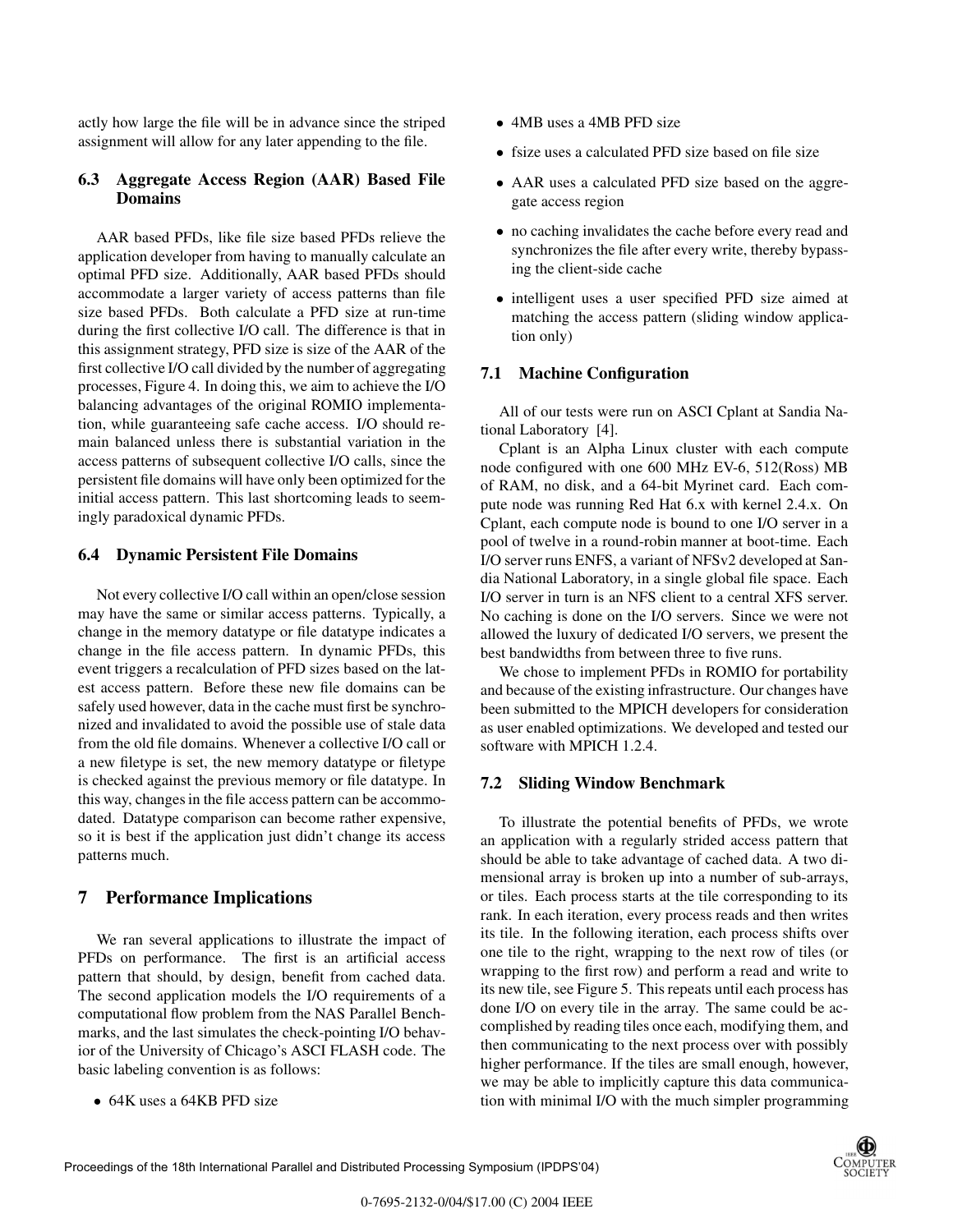actly how large the file will be in advance since the striped assignment will allow for any later appending to the file.

### 6.3 Aggregate Access Region (AAR) Based File Domains

AAR based PFDs, like file size based PFDs relieve the application developer from having to manually calculate an optimal PFD size. Additionally, AAR based PFDs should accommodate a larger variety of access patterns than file size based PFDs. Both calculate a PFD size at run-time during the first collective I/O call. The difference is that in this assignment strategy, PFD size is size of the AAR of the first collective I/O call divided by the number of aggregating processes, Figure 4. In doing this, we aim to achieve the I/O balancing advantages of the original ROMIO implementation, while guaranteeing safe cache access. I/O should remain balanced unless there is substantial variation in the access patterns of subsequent collective I/O calls, since the persistent file domains will have only been optimized for the initial access pattern. This last shortcoming leads to seemingly paradoxical dynamic PFDs.

### 6.4 Dynamic Persistent File Domains

Not every collective I/O call within an open/close session may have the same or similar access patterns. Typically, a change in the memory datatype or file datatype indicates a change in the file access pattern. In dynamic PFDs, this event triggers a recalculation of PFD sizes based on the latest access pattern. Before these new file domains can be safely used however, data in the cache must first be synchronized and invalidated to avoid the possible use of stale data from the old file domains. Whenever a collective I/O call or a new filetype is set, the new memory datatype or filetype is checked against the previous memory or file datatype. In this way, changes in the file access pattern can be accommodated. Datatype comparison can become rather expensive, so it is best if the application just didn't change its access patterns much.

## 7 Performance Implications

We ran several applications to illustrate the impact of PFDs on performance. The first is an artificial access pattern that should, by design, benefit from cached data. The second application models the I/O requirements of a computational flow problem from the NAS Parallel Benchmarks, and the last simulates the check-pointing I/O behavior of the University of Chicago's ASCI FLASH code. The basic labeling convention is as follows:

- 64K uses a 64KB PFD size
- 4MB uses a 4MB PFD size
- fsize uses a calculated PFD size based on file size
- AAR uses a calculated PFD size based on the aggregate access region
- no caching invalidates the cache before every read and synchronizes the file after every write, thereby bypassing the client-side cache
- intelligent uses a user specified PFD size aimed at matching the access pattern (sliding window application only)

### 7.1 Machine Configuration

All of our tests were run on ASCI Cplant at Sandia National Laboratory [4].

Cplant is an Alpha Linux cluster with each compute node configured with one 600 MHz EV-6, 512(Ross) MB of RAM, no disk, and a 64-bit Myrinet card. Each compute node was running Red Hat 6.x with kernel 2.4.x. On Cplant, each compute node is bound to one I/O server in a pool of twelve in a round-robin manner at boot-time. Each I/O server runs ENFS, a variant of NFSv2 developed at Sandia National Laboratory, in a single global file space. Each I/O server in turn is an NFS client to a central XFS server. No caching is done on the I/O servers. Since we were not allowed the luxury of dedicated I/O servers, we present the best bandwidths from between three to five runs.

We chose to implement PFDs in ROMIO for portability and because of the existing infrastructure. Our changes have been submitted to the MPICH developers for consideration as user enabled optimizations. We developed and tested our software with MPICH 1.2.4.

### 7.2 Sliding Window Benchmark

To illustrate the potential benefits of PFDs, we wrote an application with a regularly strided access pattern that should be able to take advantage of cached data. A two dimensional array is broken up into a number of sub-arrays, or tiles. Each process starts at the tile corresponding to its rank. In each iteration, every process reads and then writes its tile. In the following iteration, each process shifts over one tile to the right, wrapping to the next row of tiles (or wrapping to the first row) and perform a read and write to its new tile, see Figure 5. This repeats until each process has done I/O on every tile in the array. The same could be accomplished by reading tiles once each, modifying them, and then communicating to the next process over with possibly higher performance. If the tiles are small enough, however, we may be able to implicitly capture this data communication with minimal I/O with the much simpler programming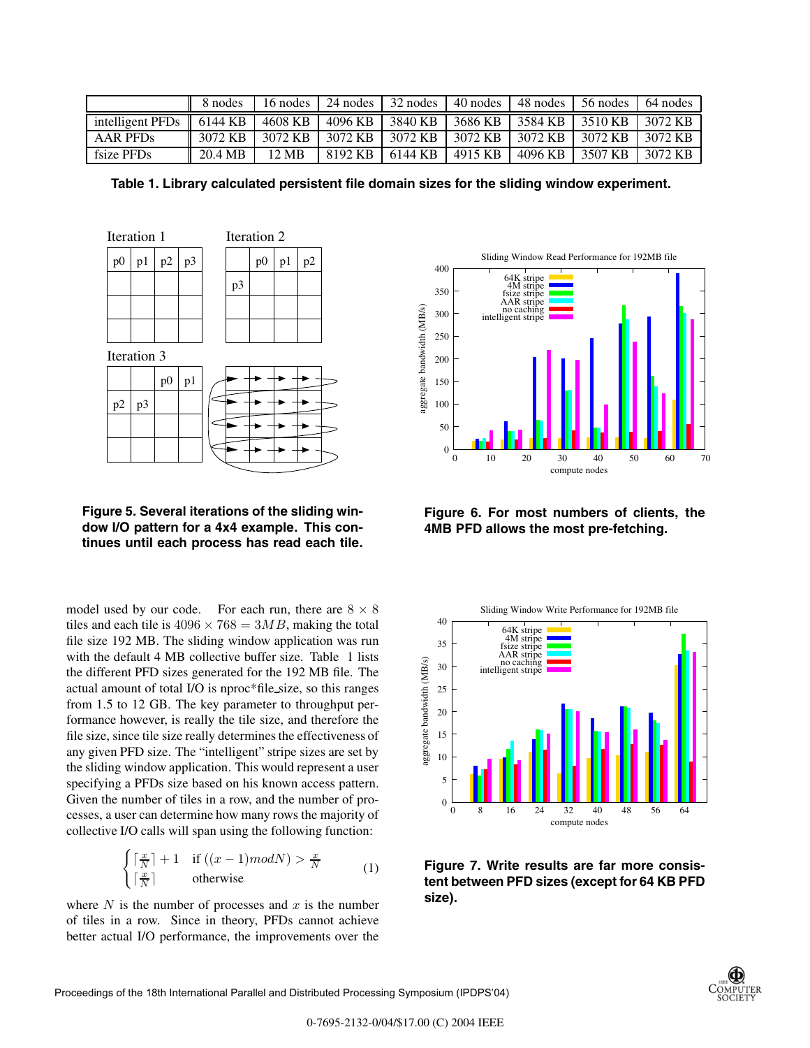|  | 8 nodes | 16 nodes | 24 nodes | 32 nodes | 40 nodes | 48 nodes | 56 nodes | 64 nodes |
|---|---|---|---|---|---|---|---|---|
| intelligent PFDs | 6144 KB | 4608 KB | 4096 KB | 3840 KB | 3686 KB | 3584 KB | 3510 KB | 3072 KB |
| AAR PFDs | 3072 KB | 3072 KB | 3072 KB | 3072 KB | 3072 KB | 3072 KB | 3072 KB | 3072 KB |
| fsize PFDs | 20.4 MB | 12 MB | 8192 KB | 6144 KB | 4915 KB | 4096 KB | 3507 KB | 3072 KB |

**Table 1. Library calculated persistent file domain sizes for the sliding window experiment.**

**Figure 5. Several iterations of the sliding window I/O pattern for a 4x4 example. This continues until each process has read each tile.**

**Figure 6. For most numbers of clients, the 4MB PFD allows the most pre-fetching.**

**Figure 7. Write results are far more consistent between PFD sizes (except for 64 KB PFD size).**

model used by our code. For each run, there are $8 \times 8$ tiles and each tile is $4096 \times 768 = 3MB$, making the total file size 192 MB. The sliding window application was run with the default 4 MB collective buffer size. Table 1 lists the different PFD sizes generated for the 192 MB file. The actual amount of total I/O is nproc*file_size, so this ranges from 1.5 to 12 GB. The key parameter to throughput performance however, is really the tile size, and therefore the file size, since tile size really determines the effectiveness of any given PFD size. The "intelligent" stripe sizes are set by the sliding window application. This would represent a user specifying a PFDs size based on his known access pattern. Given the number of tiles in a row, and the number of processes, a user can determine how many rows the majority of collective I/O calls will span using the following function:

$$\begin{cases} \lceil \frac{x}{N} \rceil + 1 & \text{if } ((x-1) mod N) > \frac{x}{N} \\ \lceil \frac{x}{N} \rceil & \text{otherwise} \end{cases} \quad (1)$$

where $N$ is the number of processes and $x$ is the number of tiles in a row. Since in theory, PFDs cannot achieve better actual I/O performance, the improvements over the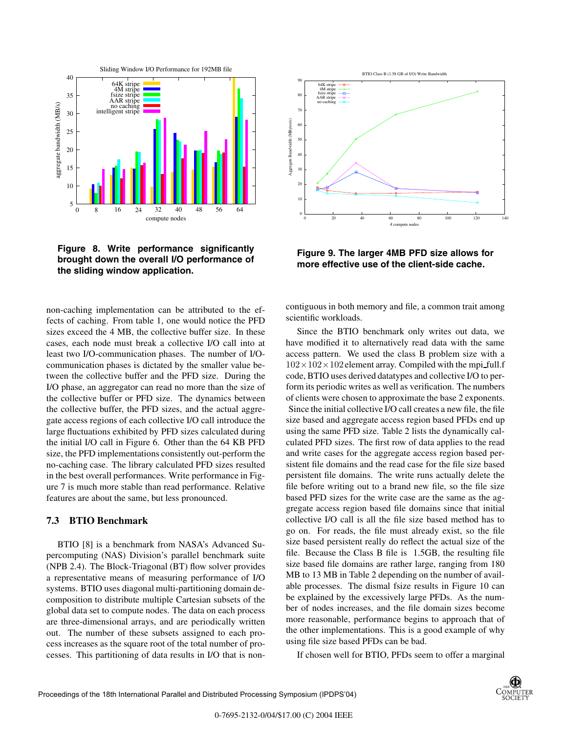**Figure 8. Write performance significantly brought down the overall I/O performance of the sliding window application.**

**Figure 9. The larger 4MB PFD size allows for more effective use of the client-side cache.**

non-caching implementation can be attributed to the effects of caching. From table 1, one would notice the PFD sizes exceed the 4 MB, the collective buffer size. In these cases, each node must break a collective I/O call into at least two I/O-communication phases. The number of I/O-communication phases is dictated by the smaller value between the collective buffer and the PFD size. During the I/O phase, an aggregator can read no more than the size of the collective buffer or PFD size. The dynamics between the collective buffer, the PFD sizes, and the actual aggregate access regions of each collective I/O call introduce the large fluctuations exhibited by PFD sizes calculated during the initial I/O call in Figure 6. Other than the 64 KB PFD size, the PFD implementations consistently out-perform the no-caching case. The library calculated PFD sizes resulted in the best overall performances. Write performance in Figure 7 is much more stable than read performance. Relative features are about the same, but less pronounced.

### 7.3 BTIO Benchmark

BTIO [8] is a benchmark from NASA's Advanced Supercomputing (NAS) Division's parallel benchmark suite (NPB 2.4). The Block-Triagonal (BT) flow solver provides a representative means of measuring performance of I/O systems. BTIO uses diagonal multi-partitioning domain decomposition to distribute multiple Cartesian subsets of the global data set to compute nodes. The data on each process are three-dimensional arrays, and are periodically written out. The number of these subsets assigned to each process increases as the square root of the total number of processes. This partitioning of data results in I/O that is non-contiguous in both memory and file, a common trait among scientific workloads.

Since the BTIO benchmark only writes out data, we have modified it to alternatively read data with the same access pattern. We used the class B problem size with a $102 \times 102 \times 102$ element array. Compiled with the mpi_full.f code, BTIO uses derived datatypes and collective I/O to perform its periodic writes as well as verification. The numbers of clients were chosen to approximate the base 2 exponents. Since the initial collective I/O call creates a new file, the file size based and aggregate access region based PFDs end up using the same PFD size. Table 2 lists the dynamically calculated PFD sizes. The first row of data applies to the read and write cases for the aggregate access region based persistent file domains and the read case for the file size based persistent file domains. The write runs actually delete the file before writing out to a brand new file, so the file size based PFD sizes for the write case are the same as the aggregate access region based file domains since that initial collective I/O call is all the file size based method has to go on. For reads, the file must already exist, so the file size based persistent really do reflect the actual size of the file. Because the Class B file is 1.5GB, the resulting file size based file domains are rather large, ranging from 180 MB to 13 MB in Table 2 depending on the number of available processes. The dismal fsize results in Figure 10 can be explained by the excessively large PFDs. As the number of nodes increases, and the file domain sizes become more reasonable, performance begins to approach that of the other implementations. This is a good example of why using file size based PFDs can be bad.

If chosen well for BTIO, PFDs seem to offer a marginal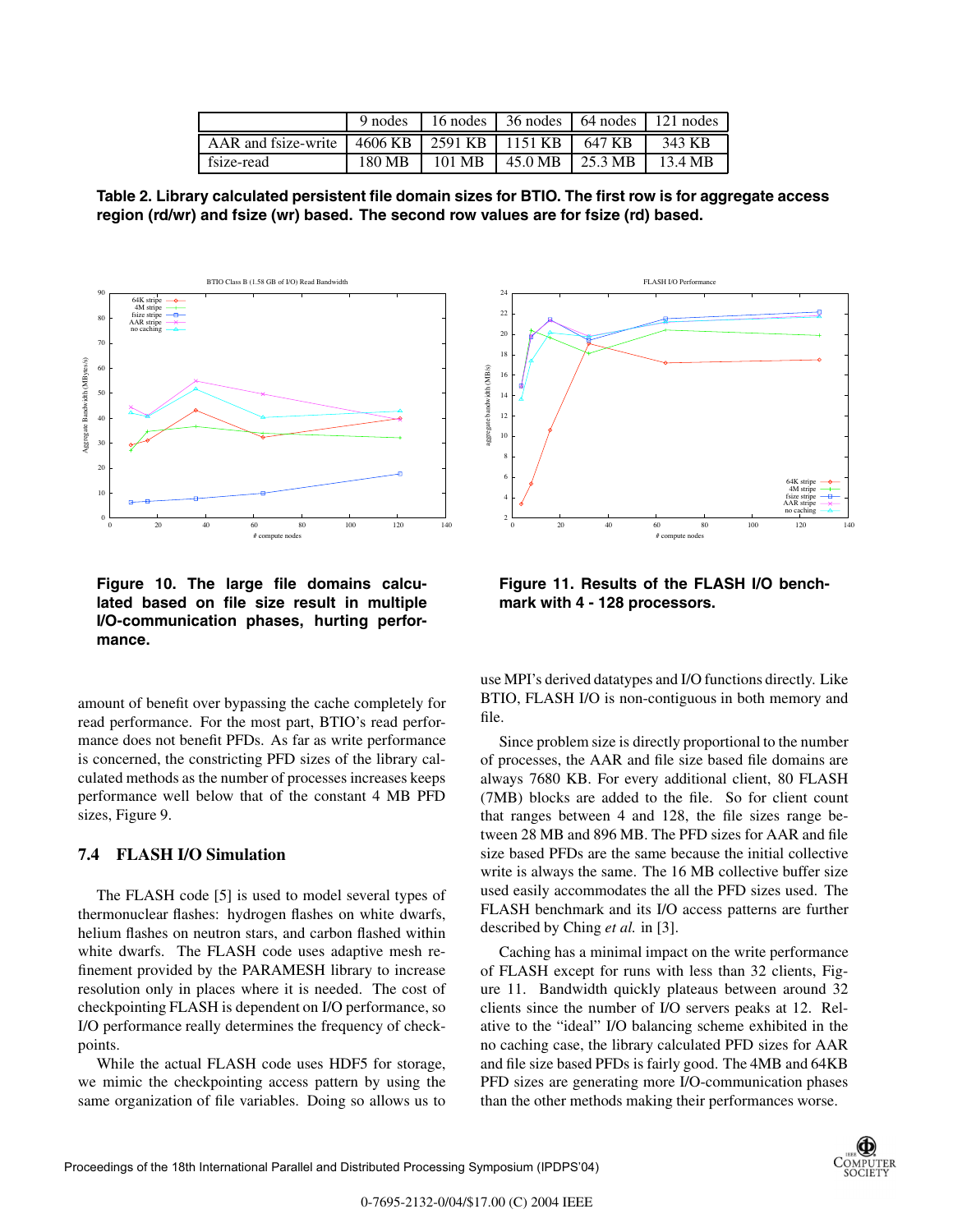| | 9 nodes | 16 nodes | 36 nodes | 64 nodes | 121 nodes |
|---|---|---|---|---|---|
| AAR and fsize-write | 4606 KB | 2591 KB | 1151 KB | 647 KB | 343 KB |
| fsize-read | 180 MB | 101 MB | 45.0 MB | 25.3 MB | 13.4 MB |

**Table 2. Library calculated persistent file domain sizes for BTIO. The first row is for aggregate access region (rd/wr) and fsize (wr) based. The second row values are for fsize (rd) based.**

**Figure 10. The large file domains calculated based on file size result in multiple I/O-communication phases, hurting performance.**

**Figure 11. Results of the FLASH I/O benchmark with 4 - 128 processors.**

amount of benefit over bypassing the cache completely for read performance. For the most part, BTIO's read performance does not benefit PFDs. As far as write performance is concerned, the constricting PFD sizes of the library calculated methods as the number of processes increases keeps performance well below that of the constant 4 MB PFD sizes, Figure 9.

### 7.4 FLASH I/O Simulation

The FLASH code [5] is used to model several types of thermonuclear flashes: hydrogen flashes on white dwarfs, helium flashes on neutron stars, and carbon flashed within white dwarfs. The FLASH code uses adaptive mesh refinement provided by the PARAMESH library to increase resolution only in places where it is needed. The cost of checkpointing FLASH is dependent on I/O performance, so I/O performance really determines the frequency of checkpoints.

While the actual FLASH code uses HDF5 for storage, we mimic the checkpointing access pattern by using the same organization of file variables. Doing so allows us to use MPI's derived datatypes and I/O functions directly. Like BTIO, FLASH I/O is non-contiguous in both memory and file.

Since problem size is directly proportional to the number of processes, the AAR and file size based file domains are always 7680 KB. For every additional client, 80 FLASH (7MB) blocks are added to the file. So for client count that ranges between 4 and 128, the file sizes range between 28 MB and 896 MB. The PFD sizes for AAR and file size based PFDs are the same because the initial collective write is always the same. The 16 MB collective buffer size used easily accommodates the all the PFD sizes used. The FLASH benchmark and its I/O access patterns are further described by Ching *et al.* in [3].

Caching has a minimal impact on the write performance of FLASH except for runs with less than 32 clients, Figure 11. Bandwidth quickly plateaus between around 32 clients since the number of I/O servers peaks at 12. Relative to the "ideal" I/O balancing scheme exhibited in the no caching case, the library calculated PFD sizes for AAR and file size based PFDs is fairly good. The 4MB and 64KB PFD sizes are generating more I/O-communication phases than the other methods making their performances worse.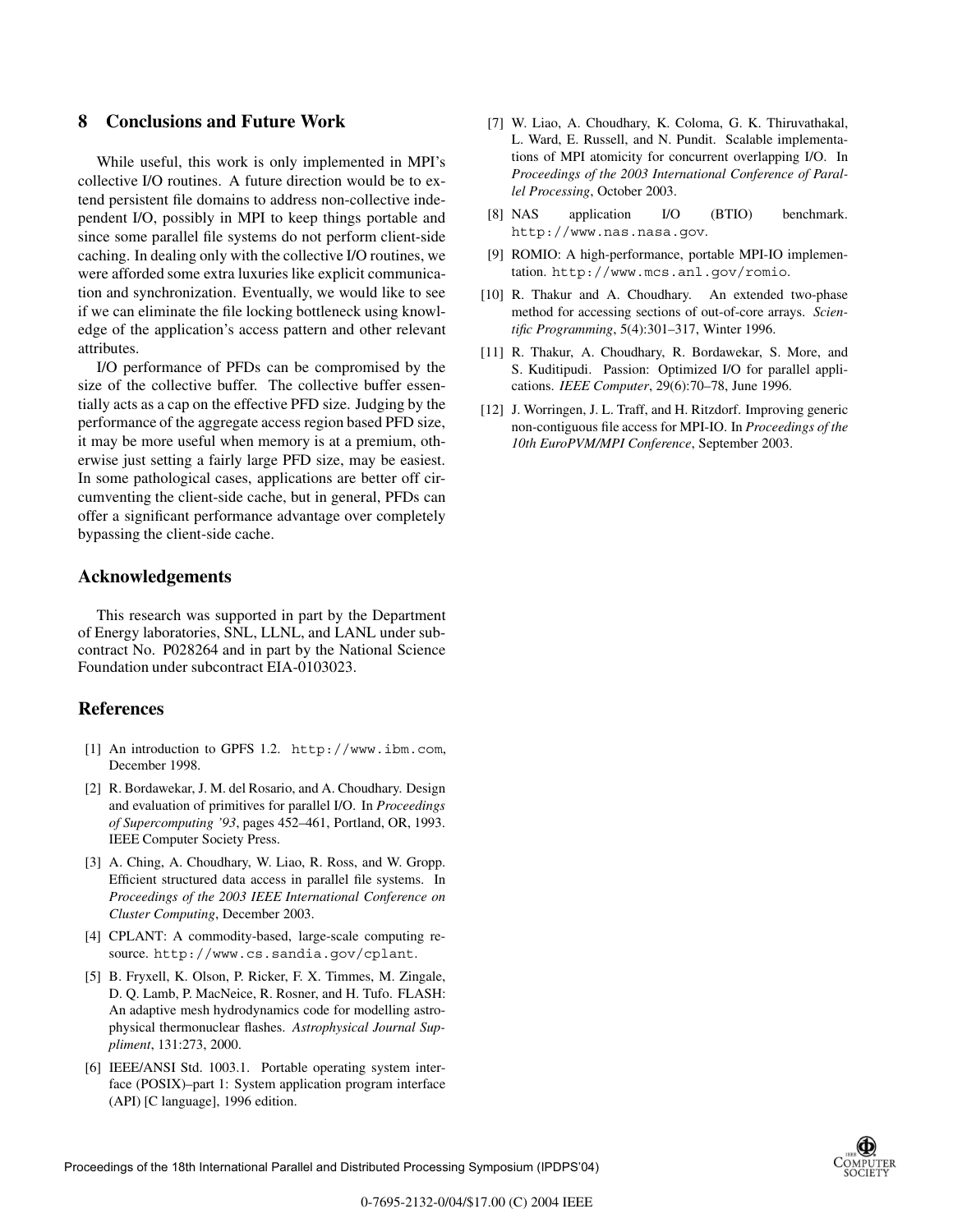## 8 Conclusions and Future Work

While useful, this work is only implemented in MPI's collective I/O routines. A future direction would be to extend persistent file domains to address non-collective independent I/O, possibly in MPI to keep things portable and since some parallel file systems do not perform client-side caching. In dealing only with the collective I/O routines, we were afforded some extra luxuries like explicit communication and synchronization. Eventually, we would like to see if we can eliminate the file locking bottleneck using knowledge of the application's access pattern and other relevant attributes.

I/O performance of PFDs can be compromised by the size of the collective buffer. The collective buffer essentially acts as a cap on the effective PFD size. Judging by the performance of the aggregate access region based PFD size, it may be more useful when memory is at a premium, otherwise just setting a fairly large PFD size, may be easiest. In some pathological cases, applications are better off circumventing the client-side cache, but in general, PFDs can offer a significant performance advantage over completely bypassing the client-side cache.

## Acknowledgements

This research was supported in part by the Department of Energy laboratories, SNL, LLNL, and LANL under subcontract No. P028264 and in part by the National Science Foundation under subcontract EIA-0103023.

## References

[1] An introduction to GPFS 1.2. http://www.ibm.com, December 1998.

[2] R. Bordawekar, J. M. del Rosario, and A. Choudhary. Design and evaluation of primitives for parallel I/O. In *Proceedings of Supercomputing '93*, pages 452–461, Portland, OR, 1993. IEEE Computer Society Press.

[3] A. Ching, A. Choudhary, W. Liao, R. Ross, and W. Gropp. Efficient structured data access in parallel file systems. In *Proceedings of the 2003 IEEE International Conference on Cluster Computing*, December 2003.

[4] CPLANT: A commodity-based, large-scale computing resource. http://www.cs.sandia.gov/cplant.

[5] B. Fryxell, K. Olson, P. Ricker, F. X. Timmes, M. Zingale, D. Q. Lamb, P. MacNeice, R. Rosner, and H. Tufo. FLASH: An adaptive mesh hydrodynamics code for modelling astrophysical thermonuclear flashes. *Astrophysical Journal Suppliment*, 131:273, 2000.

[6] IEEE/ANSI Std. 1003.1. Portable operating system interface (POSIX)–part 1: System application program interface (API) [C language], 1996 edition.

[7] W. Liao, A. Choudhary, K. Coloma, G. K. Thiruvathakal, L. Ward, E. Russell, and N. Pundit. Scalable implementations of MPI atomicity for concurrent overlapping I/O. In *Proceedings of the 2003 International Conference of Parallel Processing*, October 2003.

[8] NAS application I/O (BTIO) benchmark. http://www.nas.nasa.gov.

[9] ROMIO: A high-performance, portable MPI-IO implementation. http://www.mcs.anl.gov/romio.

[10] R. Thakur and A. Choudhary. An extended two-phase method for accessing sections of out-of-core arrays. *Scientific Programming*, 5(4):301–317, Winter 1996.

[11] R. Thakur, A. Choudhary, R. Bordawekar, S. More, and S. Kuditipudi. Passion: Optimized I/O for parallel applications. *IEEE Computer*, 29(6):70–78, June 1996.

[12] J. Worringen, J. L. Traff, and H. Ritzdorf. Improving generic non-contiguous file access for MPI-IO. In *Proceedings of the 10th EuroPVM/MPI Conference*, September 2003.